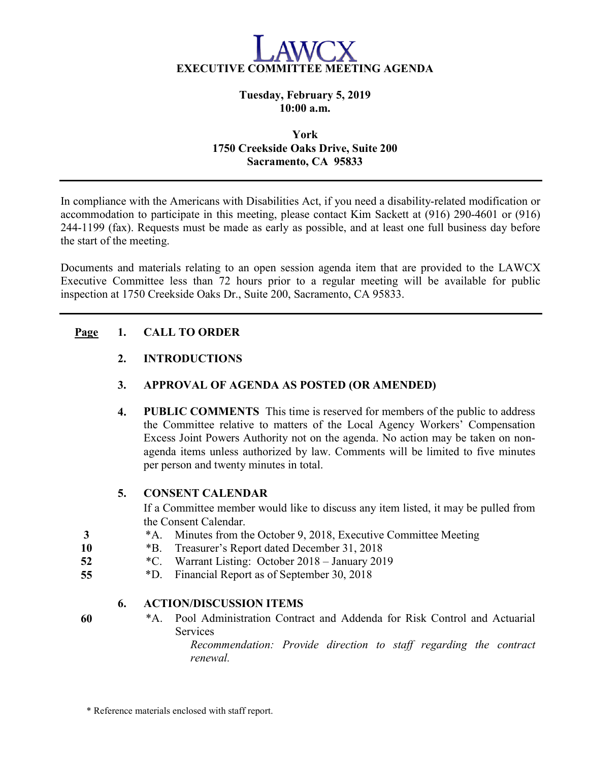# LAWCX

## EXECUTIVE COMMITTEE MEETING AGENDA

**Tuesday, February 5, 2019**
**10:00 a.m.**

**York**
**1750 Creekside Oaks Drive, Suite 200**
**Sacramento, CA 95833**

---

In compliance with the Americans with Disabilities Act, if you need a disability-related modification or accommodation to participate in this meeting, please contact Kim Sackett at (916) 290-4601 or (916) 244-1199 (fax). Requests must be made as early as possible, and at least one full business day before the start of the meeting.

Documents and materials relating to an open session agenda item that are provided to the LAWCX Executive Committee less than 72 hours prior to a regular meeting will be available for public inspection at 1750 Creekside Oaks Dr., Suite 200, Sacramento, CA 95833.

---

**Page**

1. **CALL TO ORDER**

2. **INTRODUCTIONS**

3. **APPROVAL OF AGENDA AS POSTED (OR AMENDED)**

4. **PUBLIC COMMENTS** This time is reserved for members of the public to address the Committee relative to matters of the Local Agency Workers' Compensation Excess Joint Powers Authority not on the agenda. No action may be taken on non-agenda items unless authorized by law. Comments will be limited to five minutes per person and twenty minutes in total.

5. **CONSENT CALENDAR**
   If a Committee member would like to discuss any item listed, it may be pulled from the Consent Calendar.

| Page | Item | Description |
|---|---|---|
| 3 | *A. | Minutes from the October 9, 2018, Executive Committee Meeting |
| 10 | *B. | Treasurer's Report dated December 31, 2018 |
| 52 | *C. | Warrant Listing: October 2018 – January 2019 |
| 55 | *D. | Financial Report as of September 30, 2018 |

6. **ACTION/DISCUSSION ITEMS**

| Page | Item | Description |
|---|---|---|
| 60 | *A. | Pool Administration Contract and Addenda for Risk Control and Actuarial Services<br>*Recommendation: Provide direction to staff regarding the contract renewal.* |

\* Reference materials enclosed with staff report.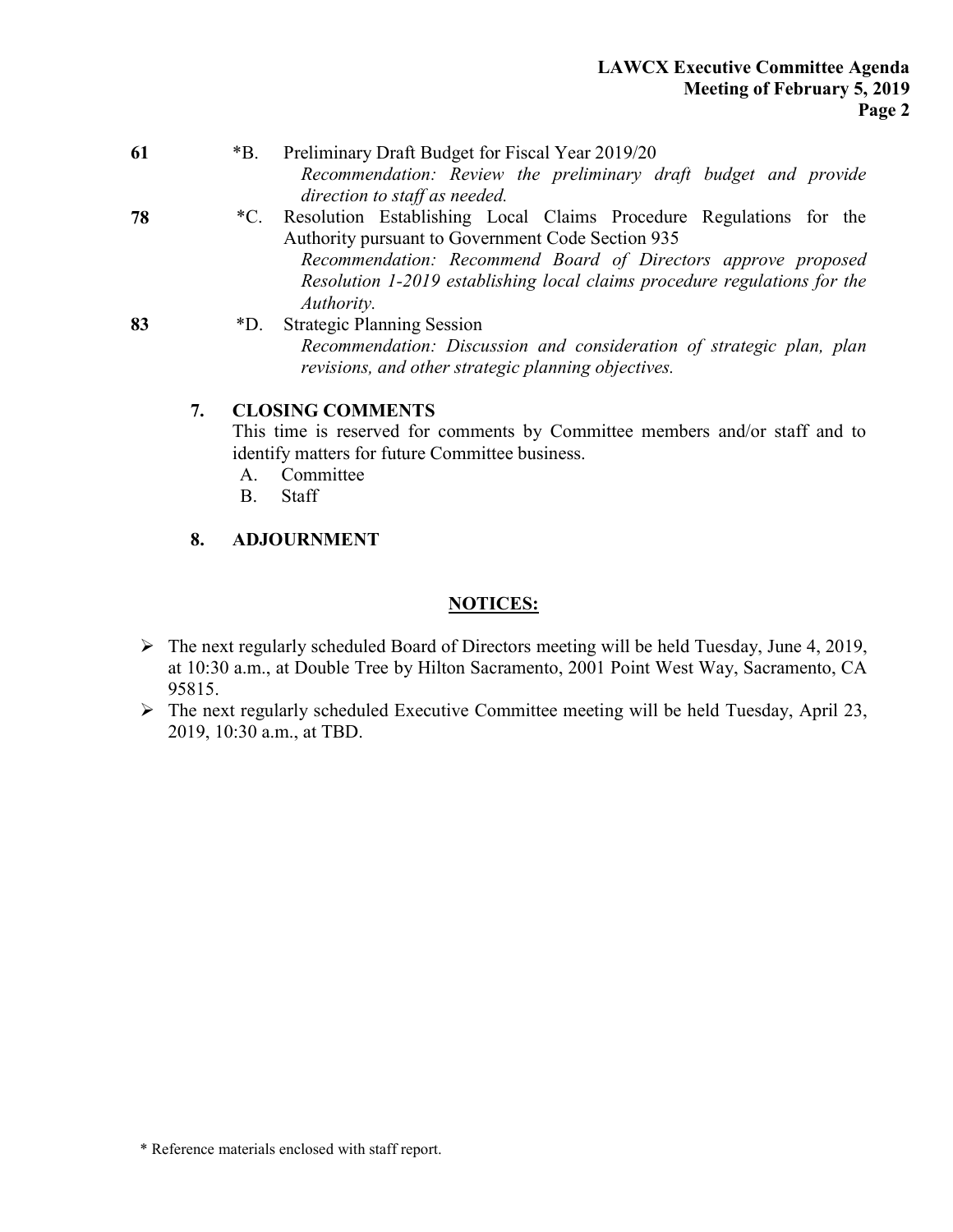61 *B. Preliminary Draft Budget for Fiscal Year 2019/20

*Recommendation: Review the preliminary draft budget and provide direction to staff as needed.*

78 *C. Resolution Establishing Local Claims Procedure Regulations for the Authority pursuant to Government Code Section 935

*Recommendation: Recommend Board of Directors approve proposed Resolution 1-2019 establishing local claims procedure regulations for the Authority.*

83 *D. Strategic Planning Session

*Recommendation: Discussion and consideration of strategic plan, plan revisions, and other strategic planning objectives.*

**7. CLOSING COMMENTS**

This time is reserved for comments by Committee members and/or staff and to identify matters for future Committee business.

A. Committee
B. Staff

**8. ADJOURNMENT**

## NOTICES:

- The next regularly scheduled Board of Directors meeting will be held Tuesday, June 4, 2019, at 10:30 a.m., at Double Tree by Hilton Sacramento, 2001 Point West Way, Sacramento, CA 95815.
- The next regularly scheduled Executive Committee meeting will be held Tuesday, April 23, 2019, 10:30 a.m., at TBD.

* Reference materials enclosed with staff report.